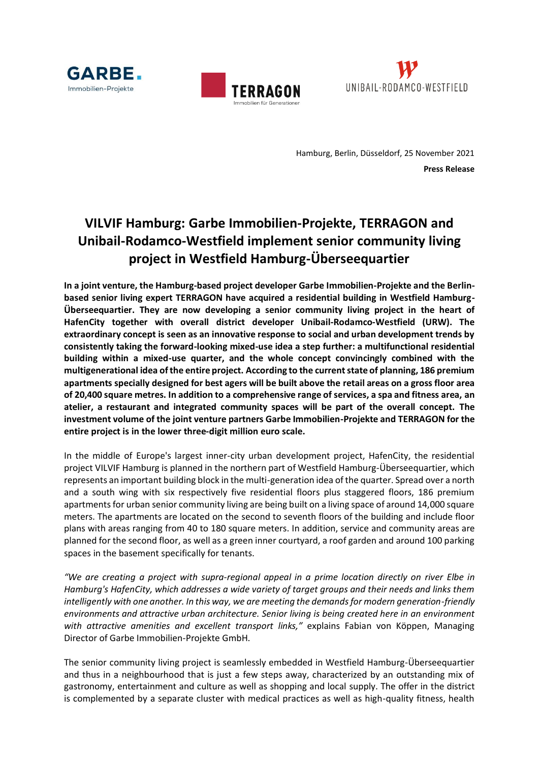GARBE. Immobilien-Projekte

TERRAGON Immobilien für Generationen

UNIBAIL-RODAMCO-WESTFIELD

Hamburg, Berlin, Düsseldorf, 25 November 2021

**Press Release**

# VILVIF Hamburg: Garbe Immobilien-Projekte, TERRAGON and Unibail-Rodamco-Westfield implement senior community living project in Westfield Hamburg-Überseequartier

**In a joint venture, the Hamburg-based project developer Garbe Immobilien-Projekte and the Berlin-based senior living expert TERRAGON have acquired a residential building in Westfield Hamburg-Überseequartier. They are now developing a senior community living project in the heart of HafenCity together with overall district developer Unibail-Rodamco-Westfield (URW). The extraordinary concept is seen as an innovative response to social and urban development trends by consistently taking the forward-looking mixed-use idea a step further: a multifunctional residential building within a mixed-use quarter, and the whole concept convincingly combined with the multigenerational idea of the entire project. According to the current state of planning, 186 premium apartments specially designed for best agers will be built above the retail areas on a gross floor area of 20,400 square metres. In addition to a comprehensive range of services, a spa and fitness area, an atelier, a restaurant and integrated community spaces will be part of the overall concept. The investment volume of the joint venture partners Garbe Immobilien-Projekte and TERRAGON for the entire project is in the lower three-digit million euro scale.**

In the middle of Europe's largest inner-city urban development project, HafenCity, the residential project VILVIF Hamburg is planned in the northern part of Westfield Hamburg-Überseequartier, which represents an important building block in the multi-generation idea of the quarter. Spread over a north and a south wing with six respectively five residential floors plus staggered floors, 186 premium apartments for urban senior community living are being built on a living space of around 14,000 square meters. The apartments are located on the second to seventh floors of the building and include floor plans with areas ranging from 40 to 180 square meters. In addition, service and community areas are planned for the second floor, as well as a green inner courtyard, a roof garden and around 100 parking spaces in the basement specifically for tenants.

*"We are creating a project with supra-regional appeal in a prime location directly on river Elbe in Hamburg's HafenCity, which addresses a wide variety of target groups and their needs and links them intelligently with one another. In this way, we are meeting the demands for modern generation-friendly environments and attractive urban architecture. Senior living is being created here in an environment with attractive amenities and excellent transport links,"* explains Fabian von Köppen, Managing Director of Garbe Immobilien-Projekte GmbH.

The senior community living project is seamlessly embedded in Westfield Hamburg-Überseequartier and thus in a neighbourhood that is just a few steps away, characterized by an outstanding mix of gastronomy, entertainment and culture as well as shopping and local supply. The offer in the district is complemented by a separate cluster with medical practices as well as high-quality fitness, health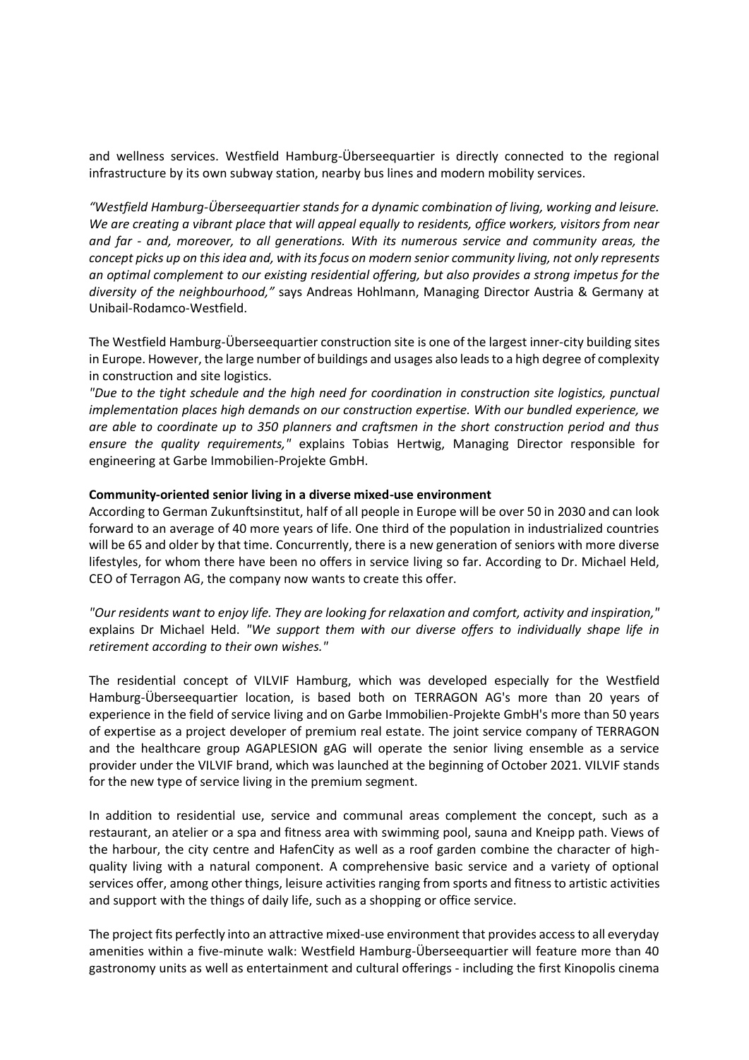and wellness services. Westfield Hamburg-Überseequartier is directly connected to the regional infrastructure by its own subway station, nearby bus lines and modern mobility services.

*"Westfield Hamburg-Überseequartier stands for a dynamic combination of living, working and leisure. We are creating a vibrant place that will appeal equally to residents, office workers, visitors from near and far - and, moreover, to all generations. With its numerous service and community areas, the concept picks up on this idea and, with its focus on modern senior community living, not only represents an optimal complement to our existing residential offering, but also provides a strong impetus for the diversity of the neighbourhood,"* says Andreas Hohlmann, Managing Director Austria & Germany at Unibail-Rodamco-Westfield.

The Westfield Hamburg-Überseequartier construction site is one of the largest inner-city building sites in Europe. However, the large number of buildings and usages also leads to a high degree of complexity in construction and site logistics.

*"Due to the tight schedule and the high need for coordination in construction site logistics, punctual implementation places high demands on our construction expertise. With our bundled experience, we are able to coordinate up to 350 planners and craftsmen in the short construction period and thus ensure the quality requirements,"* explains Tobias Hertwig, Managing Director responsible for engineering at Garbe Immobilien-Projekte GmbH.

**Community-oriented senior living in a diverse mixed-use environment**

According to German Zukunftsinstitut, half of all people in Europe will be over 50 in 2030 and can look forward to an average of 40 more years of life. One third of the population in industrialized countries will be 65 and older by that time. Concurrently, there is a new generation of seniors with more diverse lifestyles, for whom there have been no offers in service living so far. According to Dr. Michael Held, CEO of Terragon AG, the company now wants to create this offer.

*"Our residents want to enjoy life. They are looking for relaxation and comfort, activity and inspiration,"* explains Dr Michael Held. *"We support them with our diverse offers to individually shape life in retirement according to their own wishes."*

The residential concept of VILVIF Hamburg, which was developed especially for the Westfield Hamburg-Überseequartier location, is based both on TERRAGON AG's more than 20 years of experience in the field of service living and on Garbe Immobilien-Projekte GmbH's more than 50 years of expertise as a project developer of premium real estate. The joint service company of TERRAGON and the healthcare group AGAPLESION gAG will operate the senior living ensemble as a service provider under the VILVIF brand, which was launched at the beginning of October 2021. VILVIF stands for the new type of service living in the premium segment.

In addition to residential use, service and communal areas complement the concept, such as a restaurant, an atelier or a spa and fitness area with swimming pool, sauna and Kneipp path. Views of the harbour, the city centre and HafenCity as well as a roof garden combine the character of high-quality living with a natural component. A comprehensive basic service and a variety of optional services offer, among other things, leisure activities ranging from sports and fitness to artistic activities and support with the things of daily life, such as a shopping or office service.

The project fits perfectly into an attractive mixed-use environment that provides access to all everyday amenities within a five-minute walk: Westfield Hamburg-Überseequartier will feature more than 40 gastronomy units as well as entertainment and cultural offerings - including the first Kinopolis cinema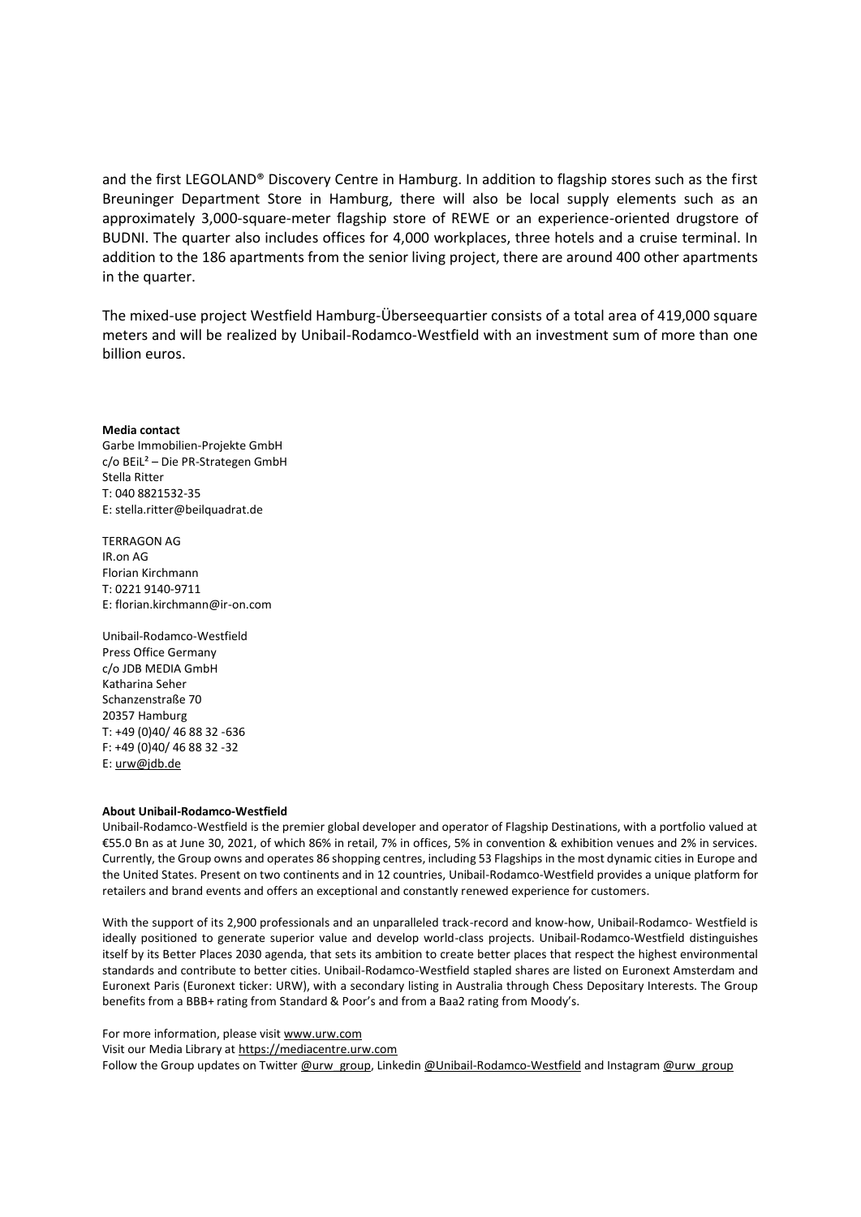and the first LEGOLAND® Discovery Centre in Hamburg. In addition to flagship stores such as the first Breuninger Department Store in Hamburg, there will also be local supply elements such as an approximately 3,000-square-meter flagship store of REWE or an experience-oriented drugstore of BUDNI. The quarter also includes offices for 4,000 workplaces, three hotels and a cruise terminal. In addition to the 186 apartments from the senior living project, there are around 400 other apartments in the quarter.

The mixed-use project Westfield Hamburg-Überseequartier consists of a total area of 419,000 square meters and will be realized by Unibail-Rodamco-Westfield with an investment sum of more than one billion euros.

**Media contact**
Garbe Immobilien-Projekte GmbH
c/o BEiL² – Die PR-Strategen GmbH
Stella Ritter
T: 040 8821532-35
E: stella.ritter@beilquadrat.de

TERRAGON AG
IR.on AG
Florian Kirchmann
T: 0221 9140-9711
E: florian.kirchmann@ir-on.com

Unibail-Rodamco-Westfield
Press Office Germany
c/o JDB MEDIA GmbH
Katharina Seher
Schanzenstraße 70
20357 Hamburg
T: +49 (0)40/ 46 88 32 -636
F: +49 (0)40/ 46 88 32 -32
E: urw@jdb.de

**About Unibail-Rodamco-Westfield**
Unibail-Rodamco-Westfield is the premier global developer and operator of Flagship Destinations, with a portfolio valued at €55.0 Bn as at June 30, 2021, of which 86% in retail, 7% in offices, 5% in convention & exhibition venues and 2% in services. Currently, the Group owns and operates 86 shopping centres, including 53 Flagships in the most dynamic cities in Europe and the United States. Present on two continents and in 12 countries, Unibail-Rodamco-Westfield provides a unique platform for retailers and brand events and offers an exceptional and constantly renewed experience for customers.

With the support of its 2,900 professionals and an unparalleled track-record and know-how, Unibail-Rodamco- Westfield is ideally positioned to generate superior value and develop world-class projects. Unibail-Rodamco-Westfield distinguishes itself by its Better Places 2030 agenda, that sets its ambition to create better places that respect the highest environmental standards and contribute to better cities. Unibail-Rodamco-Westfield stapled shares are listed on Euronext Amsterdam and Euronext Paris (Euronext ticker: URW), with a secondary listing in Australia through Chess Depositary Interests. The Group benefits from a BBB+ rating from Standard & Poor's and from a Baa2 rating from Moody's.

For more information, please visit www.urw.com
Visit our Media Library at https://mediacentre.urw.com
Follow the Group updates on Twitter @urw_group, Linkedin @Unibail-Rodamco-Westfield and Instagram @urw_group